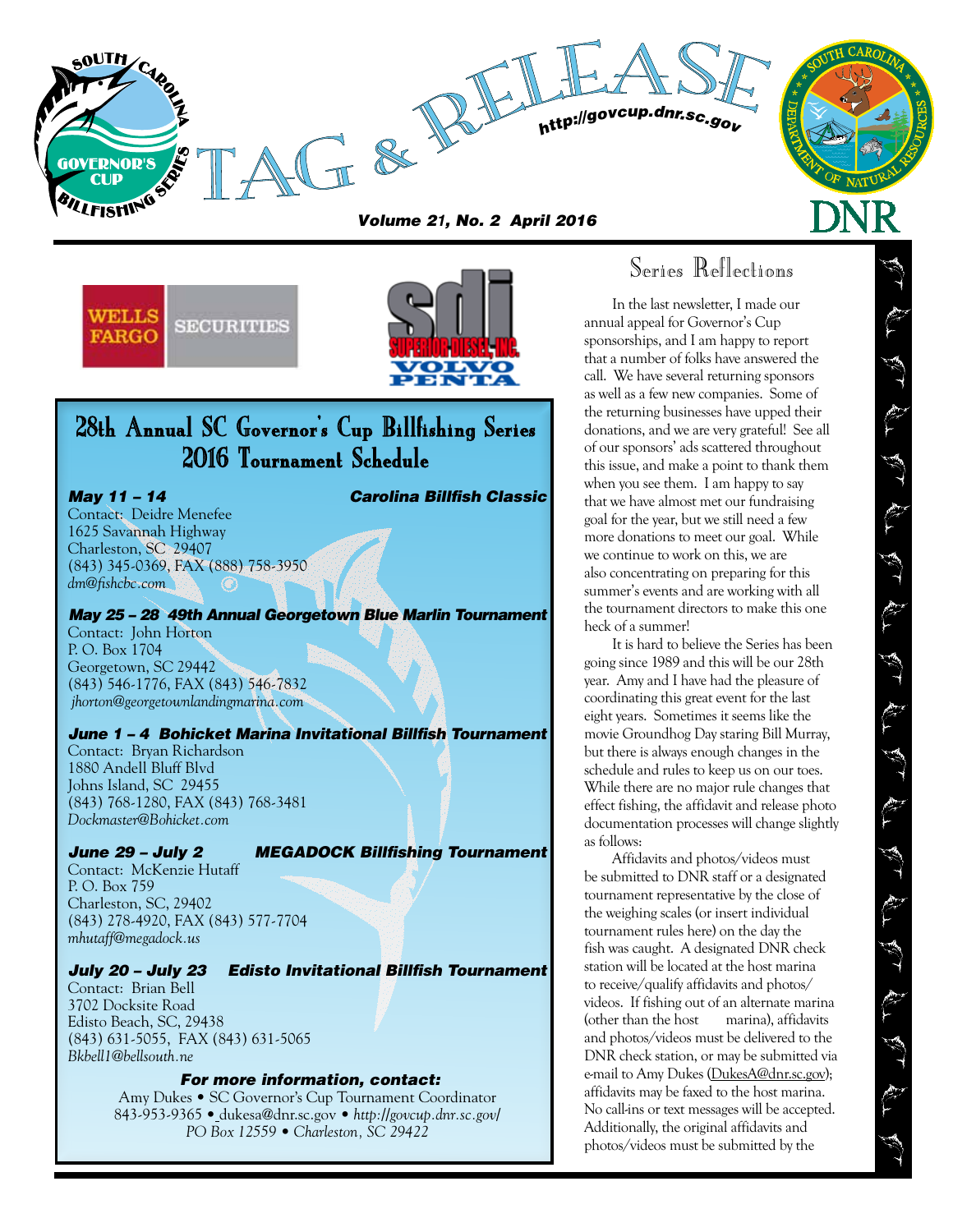# TAG & RELEASE

South Carolina Governor's Cup Billfishing Series

http://govcup.dnr.sc.gov

*Volume 21, No. 2 April 2016*

South Carolina Department of Natural Resources — DNR

Wells Fargo Securities

SDI Superior Diesel, Inc. — Volvo Penta

## 28th Annual SC Governor's Cup Billfishing Series 2016 Tournament Schedule

**May 11 – 14** — **Carolina Billfish Classic**
Contact: Deidre Menefee
1625 Savannah Highway
Charleston, SC 29407
(843) 345-0369, FAX (888) 758-3950
*dm@fishcbc.com*

**May 25 – 28 49th Annual Georgetown Blue Marlin Tournament**
Contact: John Horton
P. O. Box 1704
Georgetown, SC 29442
(843) 546-1776, FAX (843) 546-7832
*jhorton@georgetownlandingmarina.com*

**June 1 – 4 Bohicket Marina Invitational Billfish Tournament**
Contact: Bryan Richardson
1880 Andell Bluff Blvd
Johns Island, SC 29455
(843) 768-1280, FAX (843) 768-3481
*Dockmaster@Bohicket.com*

**June 29 – July 2** — **MEGADOCK Billfishing Tournament**
Contact: McKenzie Hutaff
P. O. Box 759
Charleston, SC, 29402
(843) 278-4920, FAX (843) 577-7704
*mhutaff@megadock.us*

**July 20 – July 23** — **Edisto Invitational Billfish Tournament**
Contact: Brian Bell
3702 Docksite Road
Edisto Beach, SC, 29438
(843) 631-5055, FAX (843) 631-5065
*Bkbell1@bellsouth.ne*

**For more information, contact:**
Amy Dukes • SC Governor's Cup Tournament Coordinator
843-953-9365 • dukesa@dnr.sc.gov • *http://govcup.dnr.sc.gov/*
*PO Box 12559 • Charleston, SC 29422*

## Series Reflections

In the last newsletter, I made our annual appeal for Governor's Cup sponsorships, and I am happy to report that a number of folks have answered the call. We have several returning sponsors as well as a few new companies. Some of the returning businesses have upped their donations, and we are very grateful! See all of our sponsors' ads scattered throughout this issue, and make a point to thank them when you see them. I am happy to say that we have almost met our fundraising goal for the year, but we still need a few more donations to meet our goal. While we continue to work on this, we are also concentrating on preparing for this summer's events and are working with all the tournament directors to make this one heck of a summer!

It is hard to believe the Series has been going since 1989 and this will be our 28th year. Amy and I have had the pleasure of coordinating this great event for the last eight years. Sometimes it seems like the movie Groundhog Day staring Bill Murray, but there is always enough changes in the schedule and rules to keep us on our toes. While there are no major rule changes that effect fishing, the affidavit and release photo documentation processes will change slightly as follows:

Affidavits and photos/videos must be submitted to DNR staff or a designated tournament representative by the close of the weighing scales (or insert individual tournament rules here) on the day the fish was caught. A designated DNR check station will be located at the host marina to receive/qualify affidavits and photos/videos. If fishing out of an alternate marina (other than the host marina), affidavits and photos/videos must be delivered to the DNR check station, or may be submitted via e-mail to Amy Dukes (DukesA@dnr.sc.gov); affidavits may be faxed to the host marina. No call-ins or text messages will be accepted. Additionally, the original affidavits and photos/videos must be submitted by the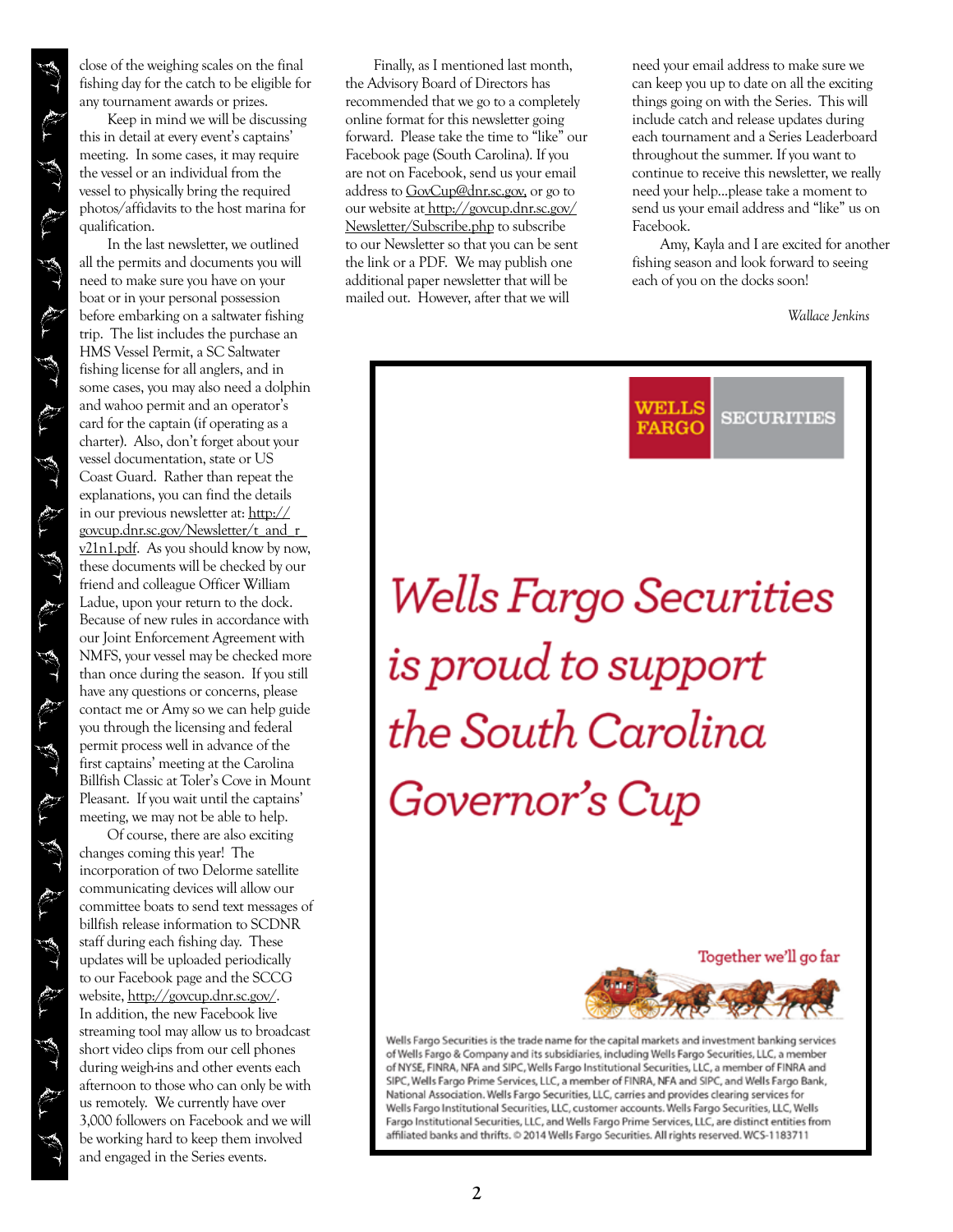close of the weighing scales on the final fishing day for the catch to be eligible for any tournament awards or prizes.

Keep in mind we will be discussing this in detail at every event's captains' meeting. In some cases, it may require the vessel or an individual from the vessel to physically bring the required photos/affidavits to the host marina for qualification.

In the last newsletter, we outlined all the permits and documents you will need to make sure you have on your boat or in your personal possession before embarking on a saltwater fishing trip. The list includes the purchase an HMS Vessel Permit, a SC Saltwater fishing license for all anglers, and in some cases, you may also need a dolphin and wahoo permit and an operator's card for the captain (if operating as a charter). Also, don't forget about your vessel documentation, state or US Coast Guard. Rather than repeat the explanations, you can find the details in our previous newsletter at: http://govcup.dnr.sc.gov/Newsletter/t_and_r_v21n1.pdf. As you should know by now, these documents will be checked by our friend and colleague Officer William Ladue, upon your return to the dock. Because of new rules in accordance with our Joint Enforcement Agreement with NMFS, your vessel may be checked more than once during the season. If you still have any questions or concerns, please contact me or Amy so we can help guide you through the licensing and federal permit process well in advance of the first captains' meeting at the Carolina Billfish Classic at Toler's Cove in Mount Pleasant. If you wait until the captains' meeting, we may not be able to help.

Of course, there are also exciting changes coming this year! The incorporation of two Delorme satellite communicating devices will allow our committee boats to send text messages of billfish release information to SCDNR staff during each fishing day. These updates will be uploaded periodically to our Facebook page and the SCCG website, http://govcup.dnr.sc.gov/. In addition, the new Facebook live streaming tool may allow us to broadcast short video clips from our cell phones during weigh-ins and other events each afternoon to those who can only be with us remotely. We currently have over 3,000 followers on Facebook and we will be working hard to keep them involved and engaged in the Series events.

Finally, as I mentioned last month, the Advisory Board of Directors has recommended that we go to a completely online format for this newsletter going forward. Please take the time to "like" our Facebook page (South Carolina). If you are not on Facebook, send us your email address to GovCup@dnr.sc.gov, or go to our website at http://govcup.dnr.sc.gov/Newsletter/Subscribe.php to subscribe to our Newsletter so that you can be sent the link or a PDF. We may publish one additional paper newsletter that will be mailed out. However, after that we will need your email address to make sure we can keep you up to date on all the exciting things going on with the Series. This will include catch and release updates during each tournament and a Series Leaderboard throughout the summer. If you want to continue to receive this newsletter, we really need your help...please take a moment to send us your email address and "like" us on Facebook.

Amy, Kayla and I are excited for another fishing season and look forward to seeing each of you on the docks soon!

*Wallace Jenkins*

WELLS FARGO SECURITIES

*Wells Fargo Securities is proud to support the South Carolina Governor's Cup*

Together we'll go far

Wells Fargo Securities is the trade name for the capital markets and investment banking services of Wells Fargo & Company and its subsidiaries, including Wells Fargo Securities, LLC, a member of NYSE, FINRA, NFA and SIPC, Wells Fargo Institutional Securities, LLC, a member of FINRA and SIPC, Wells Fargo Prime Services, LLC, a member of FINRA, NFA and SIPC, and Wells Fargo Bank, National Association. Wells Fargo Securities, LLC, carries and provides clearing services for Wells Fargo Institutional Securities, LLC, customer accounts. Wells Fargo Securities, LLC, Wells Fargo Institutional Securities, LLC, and Wells Fargo Prime Services, LLC, are distinct entities from affiliated banks and thrifts. © 2014 Wells Fargo Securities. All rights reserved. WCS-1183711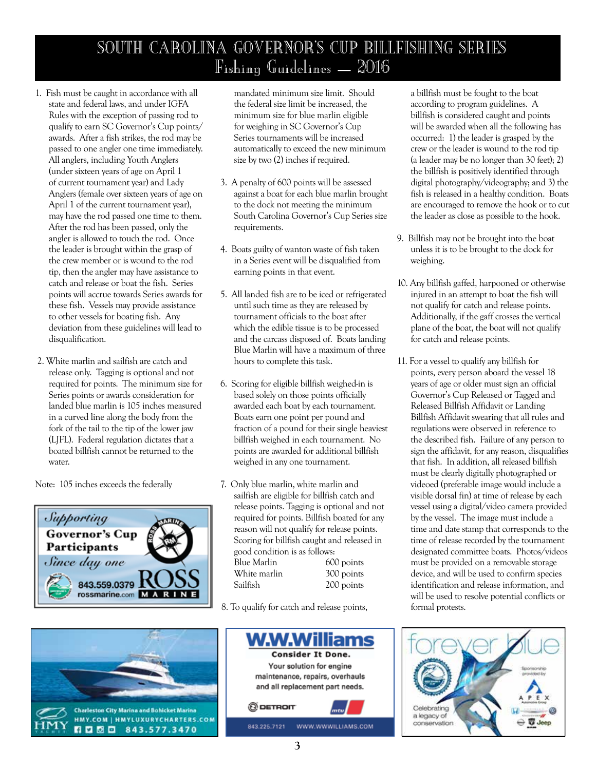# SOUTH CAROLINA GOVERNOR'S CUP BILLFISHING SERIES

## Fishing Guidelines — 2016

1. Fish must be caught in accordance with all state and federal laws, and under IGFA Rules with the exception of passing rod to qualify to earn SC Governor's Cup points/awards. After a fish strikes, the rod may be passed to one angler one time immediately. All anglers, including Youth Anglers (under sixteen years of age on April 1 of current tournament year) and Lady Anglers (female over sixteen years of age on April 1 of the current tournament year), may have the rod passed one time to them. After the rod has been passed, only the angler is allowed to touch the rod. Once the leader is brought within the grasp of the crew member or is wound to the rod tip, then the angler may have assistance to catch and release or boat the fish. Series points will accrue towards Series awards for these fish. Vessels may provide assistance to other vessels for boating fish. Any deviation from these guidelines will lead to disqualification.

2. White marlin and sailfish are catch and release only. Tagging is optional and not required for points. The minimum size for Series points or awards consideration for landed blue marlin is 105 inches measured in a curved line along the body from the fork of the tail to the tip of the lower jaw (LJFL). Federal regulation dictates that a boated billfish cannot be returned to the water.

Note: 105 inches exceeds the federally mandated minimum size limit. Should the federal size limit be increased, the minimum size for blue marlin eligible for weighing in SC Governor's Cup Series tournaments will be increased automatically to exceed the new minimum size by two (2) inches if required.

3. A penalty of 600 points will be assessed against a boat for each blue marlin brought to the dock not meeting the minimum South Carolina Governor's Cup Series size requirements.

4. Boats guilty of wanton waste of fish taken in a Series event will be disqualified from earning points in that event.

5. All landed fish are to be iced or refrigerated until such time as they are released by tournament officials to the boat after which the edible tissue is to be processed and the carcass disposed of. Boats landing Blue Marlin will have a maximum of three hours to complete this task.

6. Scoring for eligible billfish weighed-in is based solely on those points officially awarded each boat by each tournament. Boats earn one point per pound and fraction of a pound for their single heaviest billfish weighed in each tournament. No points are awarded for additional billfish weighed in any one tournament.

7. Only blue marlin, white marlin and sailfish are eligible for billfish catch and release points. Tagging is optional and not required for points. Billfish boated for any reason will not qualify for release points. Scoring for billfish caught and released in good condition is as follows:

| | |
|---|---|
| Blue Marlin | 600 points |
| White marlin | 300 points |
| Sailfish | 200 points |

8. To qualify for catch and release points, a billfish must be fought to the boat according to program guidelines. A billfish is considered caught and points will be awarded when all the following has occurred: 1) the leader is grasped by the crew or the leader is wound to the rod tip (a leader may be no longer than 30 feet); 2) the billfish is positively identified through digital photography/videography; and 3) the fish is released in a healthy condition. Boats are encouraged to remove the hook or to cut the leader as close as possible to the hook.

9. Billfish may not be brought into the boat unless it is to be brought to the dock for weighing.

10. Any billfish gaffed, harpooned or otherwise injured in an attempt to boat the fish will not qualify for catch and release points. Additionally, if the gaff crosses the vertical plane of the boat, the boat will not qualify for catch and release points.

11. For a vessel to qualify any billfish for points, every person aboard the vessel 18 years of age or older must sign an official Governor's Cup Released or Tagged and Released Billfish Affidavit or Landing Billfish Affidavit swearing that all rules and regulations were observed in reference to the described fish. Failure of any person to sign the affidavit, for any reason, disqualifies that fish. In addition, all released billfish must be clearly digitally photographed or videoed (preferable image would include a visible dorsal fin) at time of release by each vessel using a digital/video camera provided by the vessel. The image must include a time and date stamp that corresponds to the time of release recorded by the tournament designated committee boats. Photos/videos must be provided on a removable storage device, and will be used to confirm species identification and release information, and will be used to resolve potential conflicts or formal protests.

*Supporting* **Governor's Cup Participants** *Since day one* — ROSS MARINE 843.559.0379 rossmarine.com

HMY — Charleston City Marina and Bohicket Marina — HMY.COM | HMYLUXURYCHARTERS.COM 843.577.3470

W.W.Williams — Consider It Done. Your solution for engine maintenance, repairs, overhauls and all replacement part needs. 843.225.7121 WWW.WWWILLIAMS.COM

forever blue — Celebrating a legacy of conservation — Sponsorship provided by APEX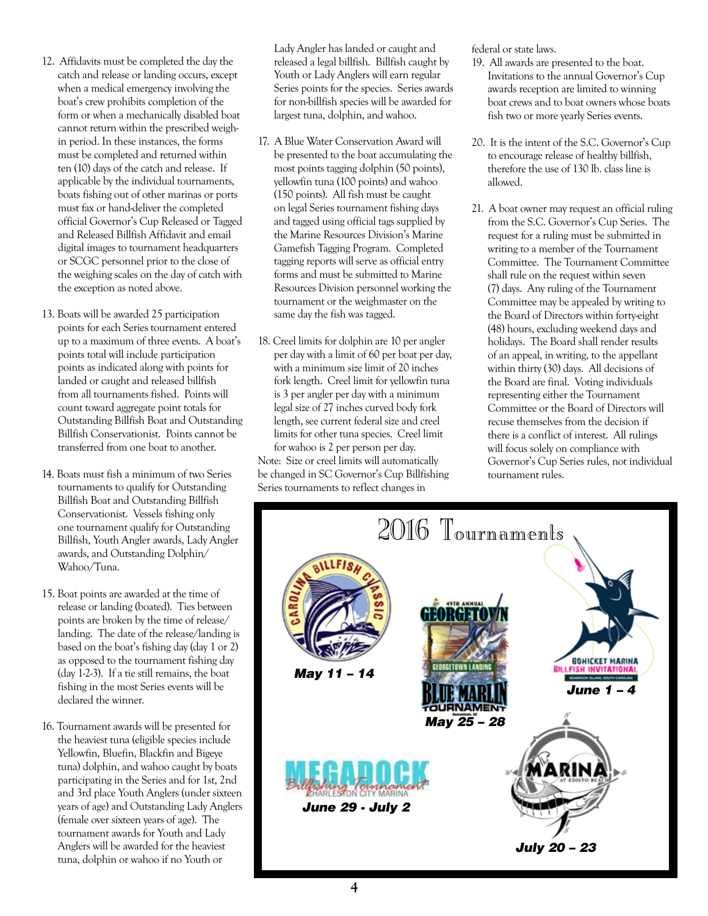12. Affidavits must be completed the day the catch and release or landing occurs, except when a medical emergency involving the boat's crew prohibits completion of the form or when a mechanically disabled boat cannot return within the prescribed weigh-in period. In these instances, the forms must be completed and returned within ten (10) days of the catch and release. If applicable by the individual tournaments, boats fishing out of other marinas or ports must fax or hand-deliver the completed official Governor's Cup Released or Tagged and Released Billfish Affidavit and email digital images to tournament headquarters or SCGC personnel prior to the close of the weighing scales on the day of catch with the exception as noted above.

13. Boats will be awarded 25 participation points for each Series tournament entered up to a maximum of three events. A boat's points total will include participation points as indicated along with points for landed or caught and released billfish from all tournaments fished. Points will count toward aggregate point totals for Outstanding Billfish Boat and Outstanding Billfish Conservationist. Points cannot be transferred from one boat to another.

14. Boats must fish a minimum of two Series tournaments to qualify for Outstanding Billfish Boat and Outstanding Billfish Conservationist. Vessels fishing only one tournament qualify for Outstanding Billfish, Youth Angler awards, Lady Angler awards, and Outstanding Dolphin/Wahoo/Tuna.

15. Boat points are awarded at the time of release or landing (boated). Ties between points are broken by the time of release/landing. The date of the release/landing is based on the boat's fishing day (day 1 or 2) as opposed to the tournament fishing day (day 1-2-3). If a tie still remains, the boat fishing in the most Series events will be declared the winner.

16. Tournament awards will be presented for the heaviest tuna (eligible species include Yellowfin, Bluefin, Blackfin and Bigeye tuna) dolphin, and wahoo caught by boats participating in the Series and for 1st, 2nd and 3rd place Youth Anglers (under sixteen years of age) and Outstanding Lady Anglers (female over sixteen years of age). The tournament awards for Youth and Lady Anglers will be awarded for the heaviest tuna, dolphin or wahoo if no Youth or Lady Angler has landed or caught and released a legal billfish. Billfish caught by Youth or Lady Anglers will earn regular Series points for the species. Series awards for non-billfish species will be awarded for largest tuna, dolphin, and wahoo.

17. A Blue Water Conservation Award will be presented to the boat accumulating the most points tagging dolphin (50 points), yellowfin tuna (100 points) and wahoo (150 points). All fish must be caught on legal Series tournament fishing days and tagged using official tags supplied by the Marine Resources Division's Marine Gamefish Tagging Program. Completed tagging reports will serve as official entry forms and must be submitted to Marine Resources Division personnel working the tournament or the weighmaster on the same day the fish was tagged.

18. Creel limits for dolphin are 10 per angler per day with a limit of 60 per boat per day, with a minimum size limit of 20 inches fork length. Creel limit for yellowfin tuna is 3 per angler per day with a minimum legal size of 27 inches curved body fork length, see current federal size and creel limits for other tuna species. Creel limit for wahoo is 2 per person per day.

Note: Size or creel limits will automatically be changed in SC Governor's Cup Billfishing Series tournaments to reflect changes in federal or state laws.

19. All awards are presented to the boat. Invitations to the annual Governor's Cup awards reception are limited to winning boat crews and to boat owners whose boats fish two or more yearly Series events.

20. It is the intent of the S.C. Governor's Cup to encourage release of healthy billfish, therefore the use of 130 lb. class line is allowed.

21. A boat owner may request an official ruling from the S.C. Governor's Cup Series. The request for a ruling must be submitted in writing to a member of the Tournament Committee. The Tournament Committee shall rule on the request within seven (7) days. Any ruling of the Tournament Committee may be appealed by writing to the Board of Directors within forty-eight (48) hours, excluding weekend days and holidays. The Board shall render results of an appeal, in writing, to the appellant within thirty (30) days. All decisions of the Board are final. Voting individuals representing either the Tournament Committee or the Board of Directors will recuse themselves from the decision if there is a conflict of interest. All rulings will focus solely on compliance with Governor's Cup Series rules, not individual tournament rules.

## 2016 Tournaments

- Carolina Billfish Classic — **May 11 – 14**
- 49th Annual Georgetown Blue Marlin Tournament, Georgetown Landing — **May 25 – 28**
- Bohicket Marina Billfish Invitational, Seabrook Island, South Carolina — **June 1 – 4**
- MegaDock Billfishing Tournament, Charleston City Marina — **June 29 - July 2**
- The Marina at Edisto Beach — **July 20 – 23**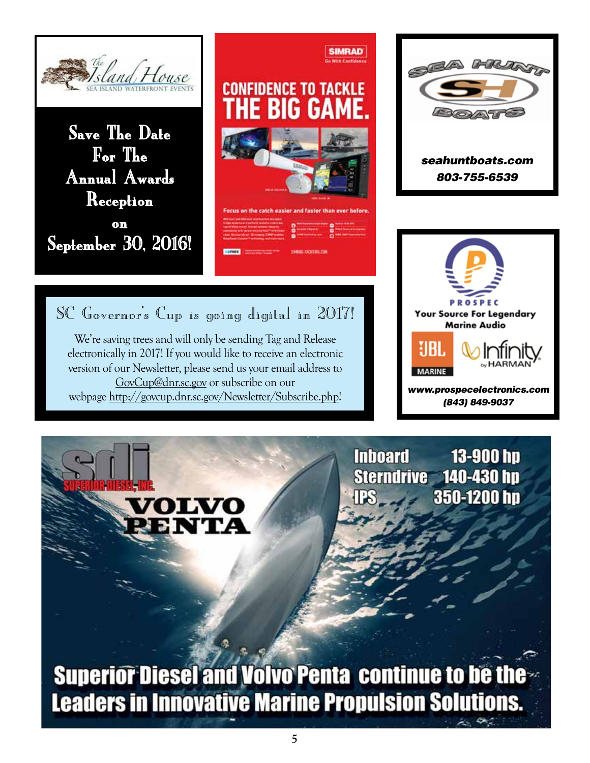The Island House
SEA ISLAND WATERFRONT EVENTS

Save The Date For The Annual Awards Reception on September 30, 2016!

SIMRAD
Go With Confidence

CONFIDENCE TO TACKLE THE BIG GAME.

Focus on the catch easier and faster than ever before.

SIMRAD-YACHTING.COM

SEA HUNT BOATS

*seahuntboats.com*
*803-755-6539*

## SC Governor's Cup is going digital in 2017!

We're saving trees and will only be sending Tag and Release electronically in 2017! If you would like to receive an electronic version of our Newsletter, please send us your email address to GovCup@dnr.sc.gov or subscribe on our webpage http://govcup.dnr.sc.gov/Newsletter/Subscribe.php!

PROSPEC
Your Source For Legendary Marine Audio

JBL MARINE
Infinity by HARMAN

*www.prospecelectronics.com*
*(843) 849-9037*

SDI SUPERIOR DIESEL, INC.
VOLVO PENTA

| | |
|---|---|
| Inboard | 13-900 hp |
| Sterndrive | 140-430 hp |
| IPS | 350-1200 hp |

**Superior Diesel and Volvo Penta continue to be the Leaders in Innovative Marine Propulsion Solutions.**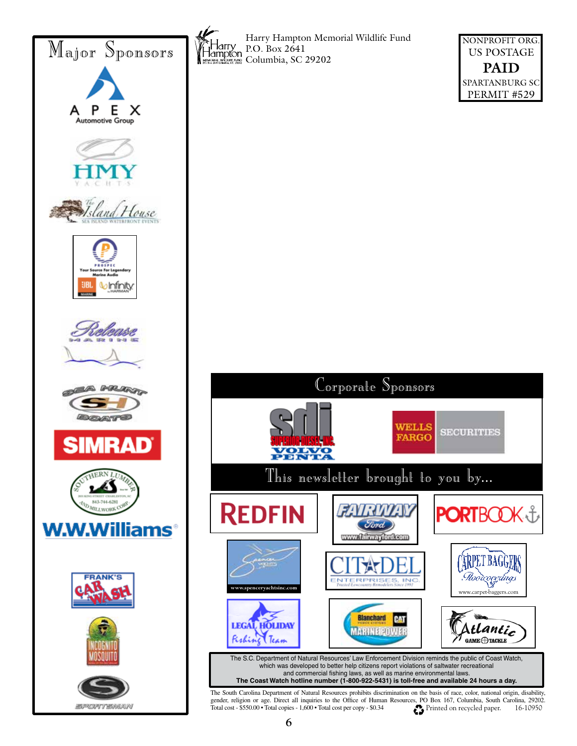## Major Sponsors

APEX Automotive Group

HMY Yachts

The Island House — Sea Island Waterfront Events

Prospec — Your Source For Legendary Marine Audio — JBL Marine — Infinity by Harman

Release Marine

Sea Hunt Boats

SIMRAD

Southern Lumber and Millwork Corp. — 2601 King Street Charleston, SC — 843-744-6281

W.W.Williams

Frank's Car Wash

Incognito Mosquito

Sportsman

Harry Hampton Memorial Wildlife Fund
P.O. Box 2641
Columbia, SC 29202

NONPROFIT ORG.
US POSTAGE
**PAID**
SPARTANBURG SC
PERMIT #529

## Corporate Sponsors

SDI Superior Diesel, Inc. — Volvo Penta

Wells Fargo Securities

## This newsletter brought to you by...

Redfin

Fairway Ford — www.fairwayford.com

Portbook

Spencer Yachts — www.spenceryachtsinc.com

Citadel Enterprises, Inc. — Trusted Lowcountry Remodelers Since 1991

Carpet Baggers Floorcoverings — www.carpet-baggers.com

Legal Holiday Fishing Team

Blanchard Power Systems CAT Marine Power

Atlantic Game & Tackle

The S.C. Department of Natural Resources' Law Enforcement Division reminds the public of Coast Watch, which was developed to better help citizens report violations of saltwater recreational and commercial fishing laws, as well as marine environmental laws.
**The Coast Watch hotline number (1-800-922-5431) is toll-free and available 24 hours a day.**

The South Carolina Department of Natural Resources prohibits discrimination on the basis of race, color, national origin, disability, gender, religion or age. Direct all inquiries to the Office of Human Resources, PO Box 167, Columbia, South Carolina, 29202.
Total cost - $550.00 • Total copies - 1,600 • Total cost per copy - $0.34 Printed on recycled paper. 16-10950